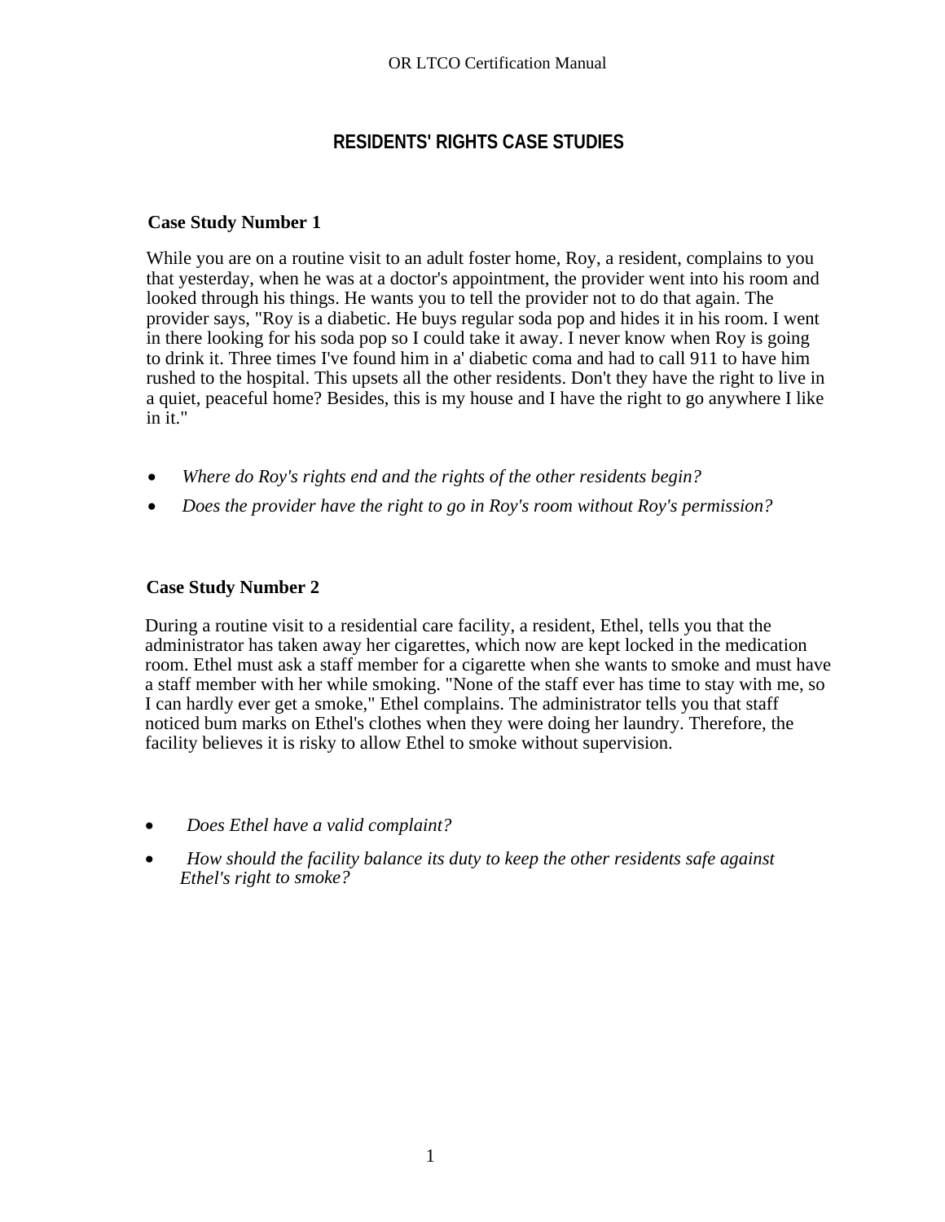# RESIDENTS' RIGHTS CASE STUDIES

### Case Study Number 1

While you are on a routine visit to an adult foster home, Roy, a resident, complains to you that yesterday, when he was at a doctor's appointment, the provider went into his room and looked through his things. He wants you to tell the provider not to do that again. The provider says, "Roy is a diabetic. He buys regular soda pop and hides it in his room. I went in there looking for his soda pop so I could take it away. I never know when Roy is going to drink it. Three times I've found him in a' diabetic coma and had to call 911 to have him rushed to the hospital. This upsets all the other residents. Don't they have the right to live in a quiet, peaceful home? Besides, this is my house and I have the right to go anywhere I like in it."

- *Where do Roy's rights end and the rights of the other residents begin?*
- *Does the provider have the right to go in Roy's room without Roy's permission?*

### Case Study Number 2

During a routine visit to a residential care facility, a resident, Ethel, tells you that the administrator has taken away her cigarettes, which now are kept locked in the medication room. Ethel must ask a staff member for a cigarette when she wants to smoke and must have a staff member with her while smoking. "None of the staff ever has time to stay with me, so I can hardly ever get a smoke," Ethel complains. The administrator tells you that staff noticed bum marks on Ethel's clothes when they were doing her laundry. Therefore, the facility believes it is risky to allow Ethel to smoke without supervision.

- *Does Ethel have a valid complaint?*
- *How should the facility balance its duty to keep the other residents safe against Ethel's right to smoke?*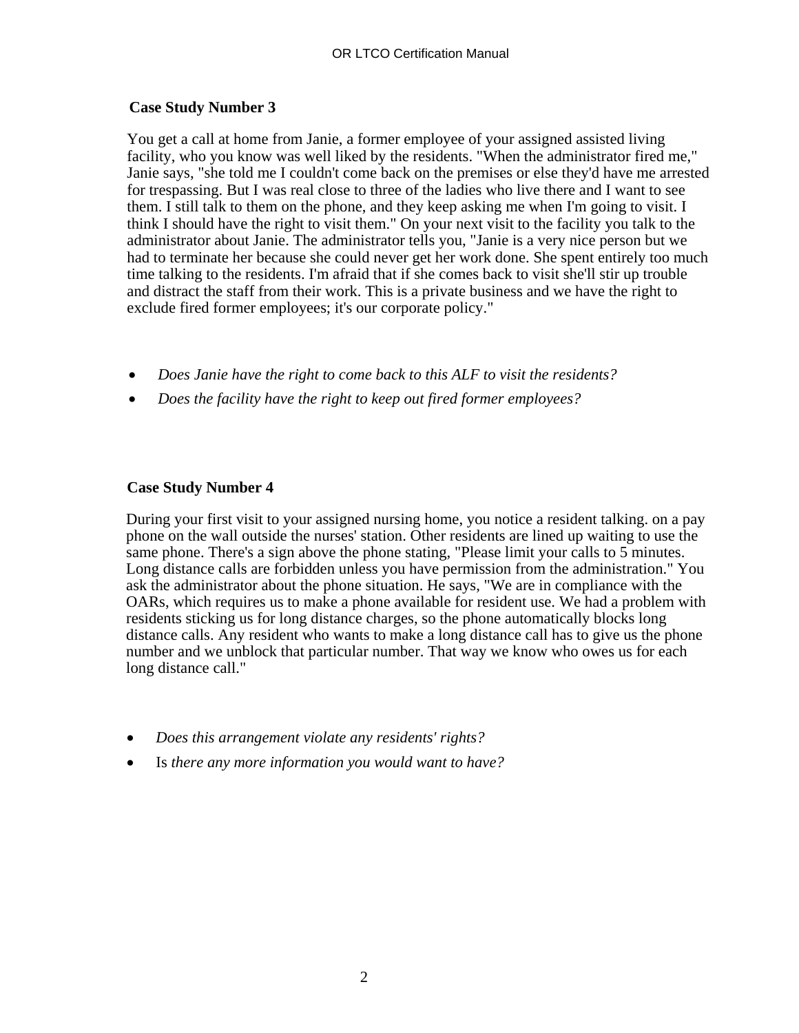## Case Study Number 3

You get a call at home from Janie, a former employee of your assigned assisted living facility, who you know was well liked by the residents. "When the administrator fired me," Janie says, "she told me I couldn't come back on the premises or else they'd have me arrested for trespassing. But I was real close to three of the ladies who live there and I want to see them. I still talk to them on the phone, and they keep asking me when I'm going to visit. I think I should have the right to visit them." On your next visit to the facility you talk to the administrator about Janie. The administrator tells you, "Janie is a very nice person but we had to terminate her because she could never get her work done. She spent entirely too much time talking to the residents. I'm afraid that if she comes back to visit she'll stir up trouble and distract the staff from their work. This is a private business and we have the right to exclude fired former employees; it's our corporate policy."

- *Does Janie have the right to come back to this ALF to visit the residents?*
- *Does the facility have the right to keep out fired former employees?*

## Case Study Number 4

During your first visit to your assigned nursing home, you notice a resident talking. on a pay phone on the wall outside the nurses' station. Other residents are lined up waiting to use the same phone. There's a sign above the phone stating, "Please limit your calls to 5 minutes. Long distance calls are forbidden unless you have permission from the administration." You ask the administrator about the phone situation. He says, "We are in compliance with the OARs, which requires us to make a phone available for resident use. We had a problem with residents sticking us for long distance charges, so the phone automatically blocks long distance calls. Any resident who wants to make a long distance call has to give us the phone number and we unblock that particular number. That way we know who owes us for each long distance call."

- *Does this arrangement violate any residents' rights?*
- Is *there any more information you would want to have?*